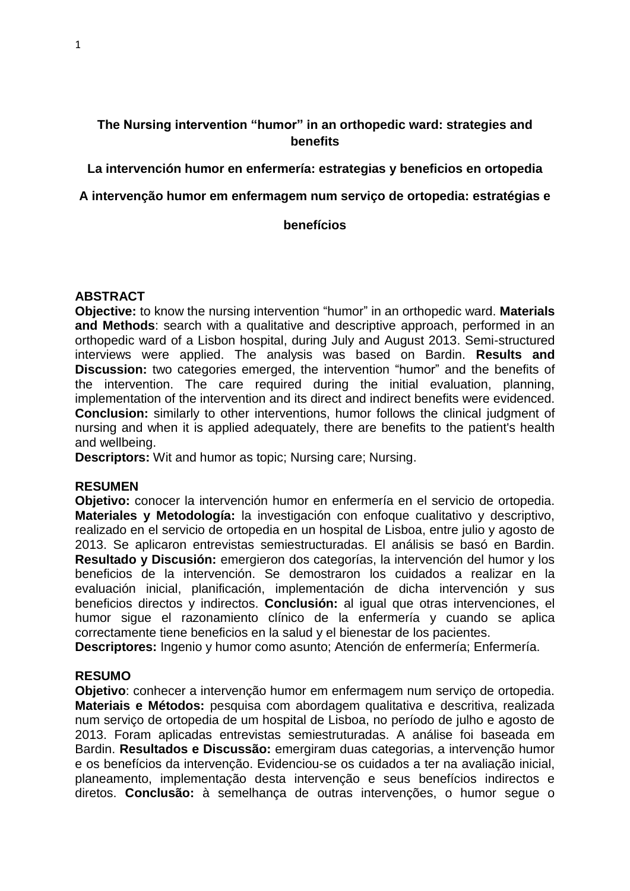# The Nursing intervention "humor" in an orthopedic ward: strategies and benefits

## La intervención humor en enfermería: estrategias y beneficios en ortopedia

## A intervenção humor em enfermagem num serviço de ortopedia: estratégias e benefícios

**ABSTRACT**

**Objective:** to know the nursing intervention "humor" in an orthopedic ward. **Materials and Methods**: search with a qualitative and descriptive approach, performed in an orthopedic ward of a Lisbon hospital, during July and August 2013. Semi-structured interviews were applied. The analysis was based on Bardin. **Results and Discussion:** two categories emerged, the intervention "humor" and the benefits of the intervention. The care required during the initial evaluation, planning, implementation of the intervention and its direct and indirect benefits were evidenced. **Conclusion:** similarly to other interventions, humor follows the clinical judgment of nursing and when it is applied adequately, there are benefits to the patient's health and wellbeing.

**Descriptors:** Wit and humor as topic; Nursing care; Nursing.

**RESUMEN**

**Objetivo:** conocer la intervención humor en enfermería en el servicio de ortopedia. **Materiales y Metodología:** la investigación con enfoque cualitativo y descriptivo, realizado en el servicio de ortopedia en un hospital de Lisboa, entre julio y agosto de 2013. Se aplicaron entrevistas semiestructuradas. El análisis se basó en Bardin. **Resultado y Discusión:** emergieron dos categorías, la intervención del humor y los beneficios de la intervención. Se demostraron los cuidados a realizar en la evaluación inicial, planificación, implementación de dicha intervención y sus beneficios directos y indirectos. **Conclusión:** al igual que otras intervenciones, el humor sigue el razonamiento clínico de la enfermería y cuando se aplica correctamente tiene beneficios en la salud y el bienestar de los pacientes.

**Descriptores:** Ingenio y humor como asunto; Atención de enfermería; Enfermería.

**RESUMO**

**Objetivo**: conhecer a intervenção humor em enfermagem num serviço de ortopedia. **Materiais e Métodos:** pesquisa com abordagem qualitativa e descritiva, realizada num serviço de ortopedia de um hospital de Lisboa, no período de julho e agosto de 2013. Foram aplicadas entrevistas semiestruturadas. A análise foi baseada em Bardin. **Resultados e Discussão:** emergiram duas categorias, a intervenção humor e os benefícios da intervenção. Evidenciou-se os cuidados a ter na avaliação inicial, planeamento, implementação desta intervenção e seus benefícios indirectos e diretos. **Conclusão:** à semelhança de outras intervenções, o humor segue o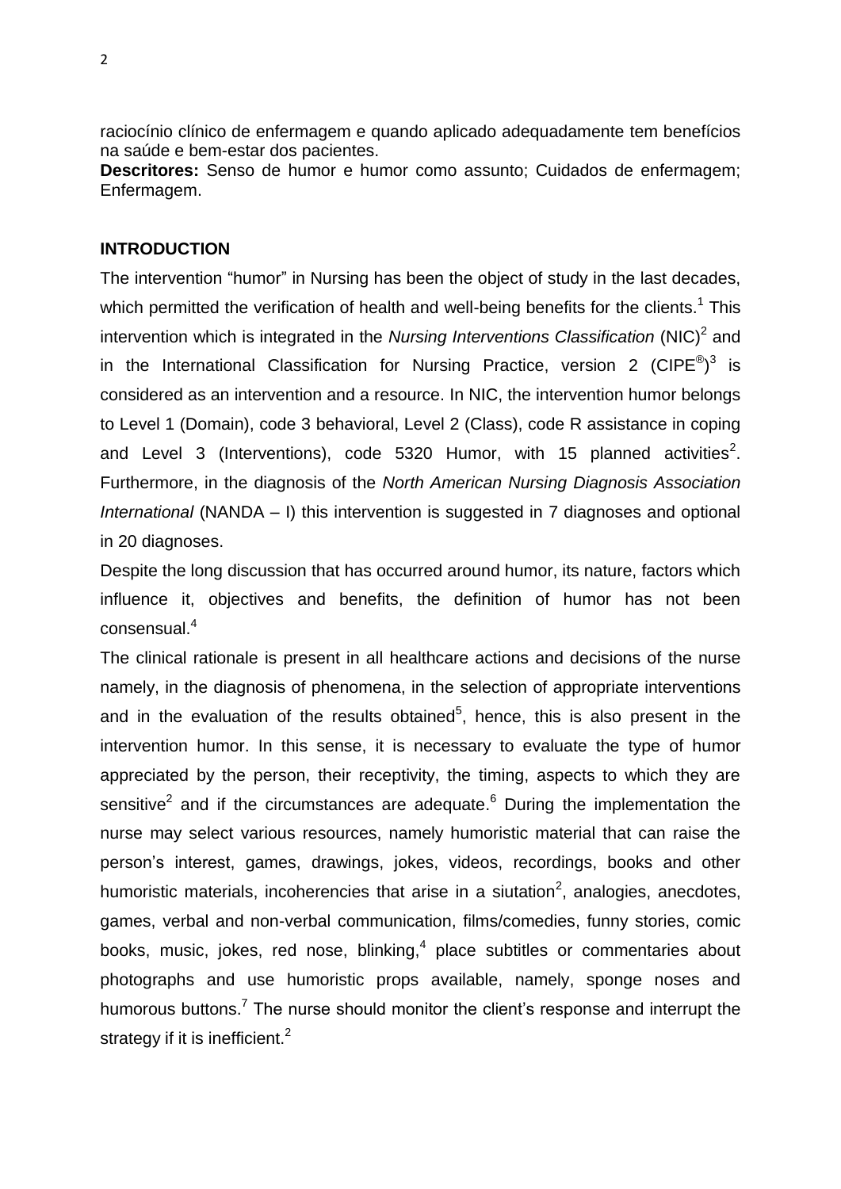raciocínio clínico de enfermagem e quando aplicado adequadamente tem benefícios na saúde e bem-estar dos pacientes.

**Descritores:** Senso de humor e humor como assunto; Cuidados de enfermagem; Enfermagem.

## INTRODUCTION

The intervention "humor" in Nursing has been the object of study in the last decades, which permitted the verification of health and well-being benefits for the clients.[1] This intervention which is integrated in the *Nursing Interventions Classification* (NIC)[2] and in the International Classification for Nursing Practice, version 2 (CIPE®)[3] is considered as an intervention and a resource. In NIC, the intervention humor belongs to Level 1 (Domain), code 3 behavioral, Level 2 (Class), code R assistance in coping and Level 3 (Interventions), code 5320 Humor, with 15 planned activities[2]. Furthermore, in the diagnosis of the *North American Nursing Diagnosis Association International* (NANDA – I) this intervention is suggested in 7 diagnoses and optional in 20 diagnoses.

Despite the long discussion that has occurred around humor, its nature, factors which influence it, objectives and benefits, the definition of humor has not been consensual.[4]

The clinical rationale is present in all healthcare actions and decisions of the nurse namely, in the diagnosis of phenomena, in the selection of appropriate interventions and in the evaluation of the results obtained[5], hence, this is also present in the intervention humor. In this sense, it is necessary to evaluate the type of humor appreciated by the person, their receptivity, the timing, aspects to which they are sensitive[2] and if the circumstances are adequate.[6] During the implementation the nurse may select various resources, namely humoristic material that can raise the person's interest, games, drawings, jokes, videos, recordings, books and other humoristic materials, incoherencies that arise in a siutation[2], analogies, anecdotes, games, verbal and non-verbal communication, films/comedies, funny stories, comic books, music, jokes, red nose, blinking,[4] place subtitles or commentaries about photographs and use humoristic props available, namely, sponge noses and humorous buttons.[7] The nurse should monitor the client's response and interrupt the strategy if it is inefficient.[2]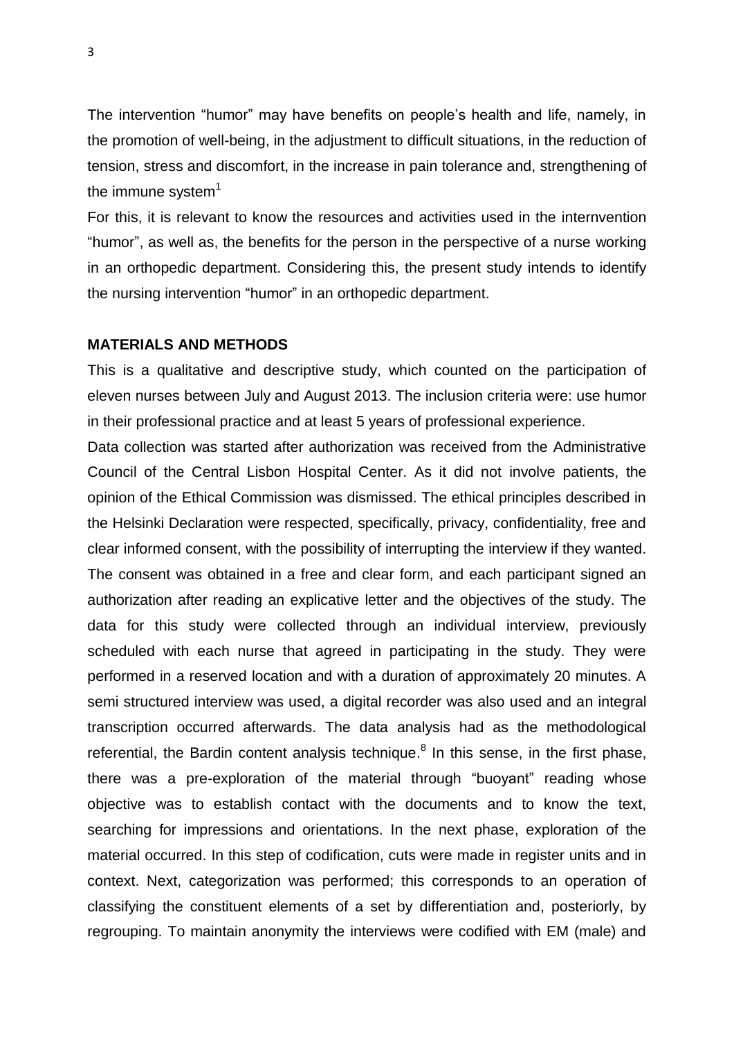The intervention "humor" may have benefits on people's health and life, namely, in the promotion of well-being, in the adjustment to difficult situations, in the reduction of tension, stress and discomfort, in the increase in pain tolerance and, strengthening of the immune system[1]

For this, it is relevant to know the resources and activities used in the internvention "humor", as well as, the benefits for the person in the perspective of a nurse working in an orthopedic department. Considering this, the present study intends to identify the nursing intervention "humor" in an orthopedic department.

## MATERIALS AND METHODS

This is a qualitative and descriptive study, which counted on the participation of eleven nurses between July and August 2013. The inclusion criteria were: use humor in their professional practice and at least 5 years of professional experience.

Data collection was started after authorization was received from the Administrative Council of the Central Lisbon Hospital Center. As it did not involve patients, the opinion of the Ethical Commission was dismissed. The ethical principles described in the Helsinki Declaration were respected, specifically, privacy, confidentiality, free and clear informed consent, with the possibility of interrupting the interview if they wanted. The consent was obtained in a free and clear form, and each participant signed an authorization after reading an explicative letter and the objectives of the study. The data for this study were collected through an individual interview, previously scheduled with each nurse that agreed in participating in the study. They were performed in a reserved location and with a duration of approximately 20 minutes. A semi structured interview was used, a digital recorder was also used and an integral transcription occurred afterwards. The data analysis had as the methodological referential, the Bardin content analysis technique.[8] In this sense, in the first phase, there was a pre-exploration of the material through "buoyant" reading whose objective was to establish contact with the documents and to know the text, searching for impressions and orientations. In the next phase, exploration of the material occurred. In this step of codification, cuts were made in register units and in context. Next, categorization was performed; this corresponds to an operation of classifying the constituent elements of a set by differentiation and, posteriorly, by regrouping. To maintain anonymity the interviews were codified with EM (male) and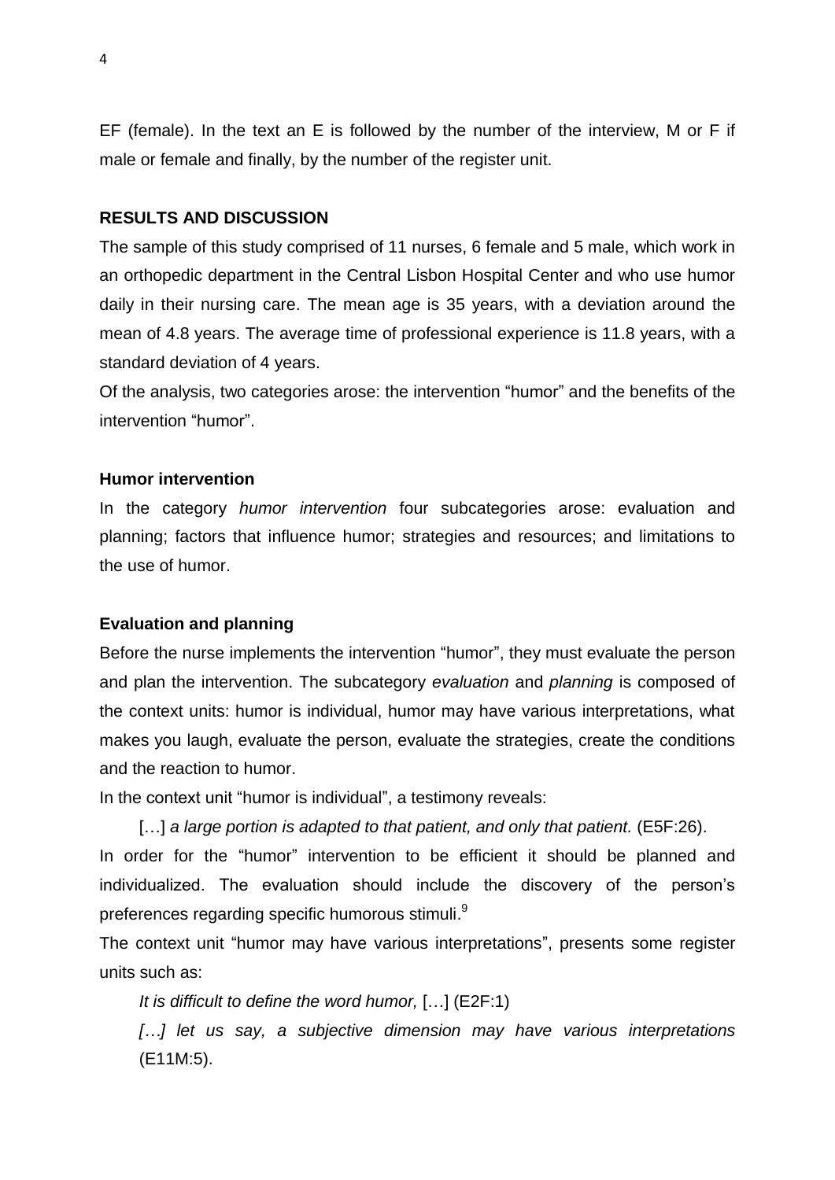EF (female). In the text an E is followed by the number of the interview, M or F if male or female and finally, by the number of the register unit.

## RESULTS AND DISCUSSION

The sample of this study comprised of 11 nurses, 6 female and 5 male, which work in an orthopedic department in the Central Lisbon Hospital Center and who use humor daily in their nursing care. The mean age is 35 years, with a deviation around the mean of 4.8 years. The average time of professional experience is 11.8 years, with a standard deviation of 4 years.

Of the analysis, two categories arose: the intervention "humor" and the benefits of the intervention "humor".

### Humor intervention

In the category *humor intervention* four subcategories arose: evaluation and planning; factors that influence humor; strategies and resources; and limitations to the use of humor.

### Evaluation and planning

Before the nurse implements the intervention "humor", they must evaluate the person and plan the intervention. The subcategory *evaluation* and *planning* is composed of the context units: humor is individual, humor may have various interpretations, what makes you laugh, evaluate the person, evaluate the strategies, create the conditions and the reaction to humor.

In the context unit "humor is individual", a testimony reveals:

> […] *a large portion is adapted to that patient, and only that patient.* (E5F:26).

In order for the "humor" intervention to be efficient it should be planned and individualized. The evaluation should include the discovery of the person's preferences regarding specific humorous stimuli.[9]

The context unit "humor may have various interpretations", presents some register units such as:

> *It is difficult to define the word humor,* […] (E2F:1)
>
> *[…] let us say, a subjective dimension may have various interpretations* (E11M:5).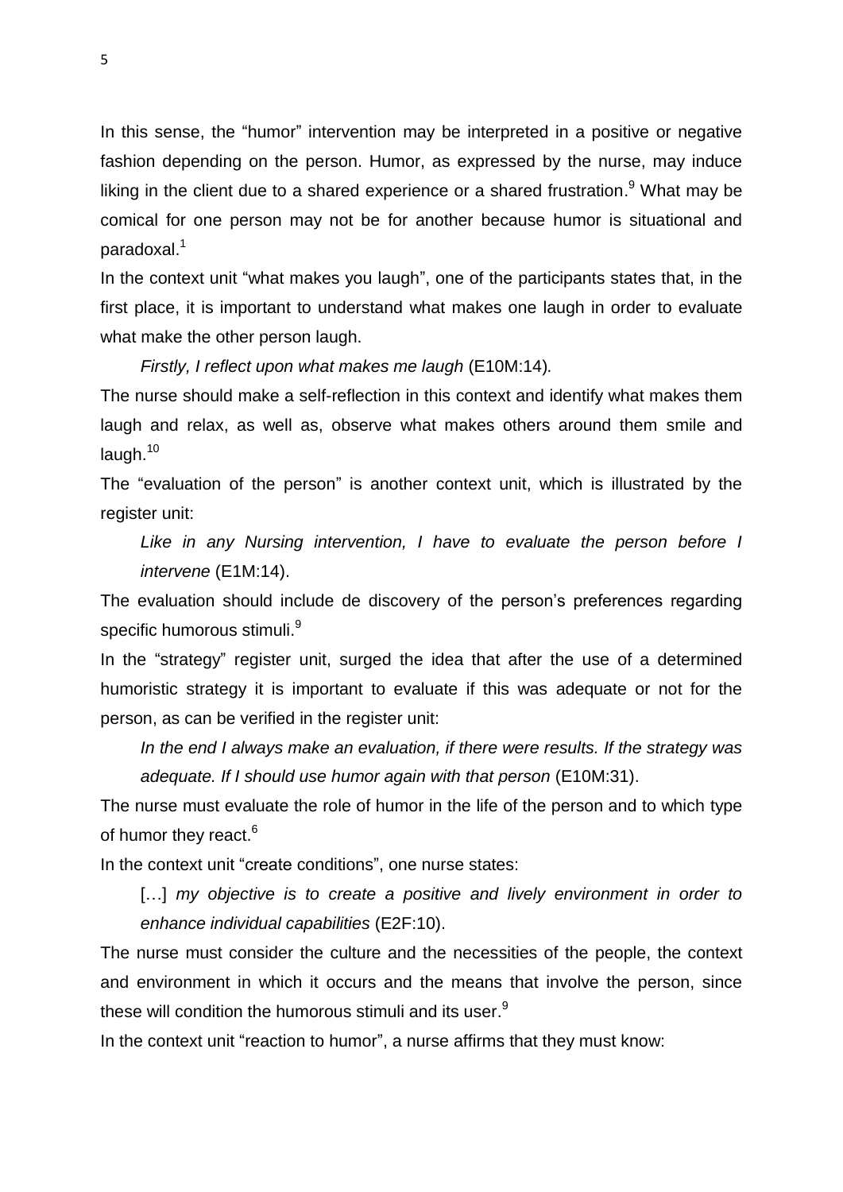In this sense, the "humor" intervention may be interpreted in a positive or negative fashion depending on the person. Humor, as expressed by the nurse, may induce liking in the client due to a shared experience or a shared frustration.[9] What may be comical for one person may not be for another because humor is situational and paradoxal.[1]

In the context unit "what makes you laugh", one of the participants states that, in the first place, it is important to understand what makes one laugh in order to evaluate what make the other person laugh.

> *Firstly, I reflect upon what makes me laugh* (E10M:14).

The nurse should make a self-reflection in this context and identify what makes them laugh and relax, as well as, observe what makes others around them smile and laugh.[10]

The "evaluation of the person" is another context unit, which is illustrated by the register unit:

> *Like in any Nursing intervention, I have to evaluate the person before I intervene* (E1M:14).

The evaluation should include de discovery of the person's preferences regarding specific humorous stimuli.[9]

In the "strategy" register unit, surged the idea that after the use of a determined humoristic strategy it is important to evaluate if this was adequate or not for the person, as can be verified in the register unit:

> *In the end I always make an evaluation, if there were results. If the strategy was adequate. If I should use humor again with that person* (E10M:31).

The nurse must evaluate the role of humor in the life of the person and to which type of humor they react.[6]

In the context unit "create conditions", one nurse states:

> […] *my objective is to create a positive and lively environment in order to enhance individual capabilities* (E2F:10).

The nurse must consider the culture and the necessities of the people, the context and environment in which it occurs and the means that involve the person, since these will condition the humorous stimuli and its user.[9]

In the context unit "reaction to humor", a nurse affirms that they must know: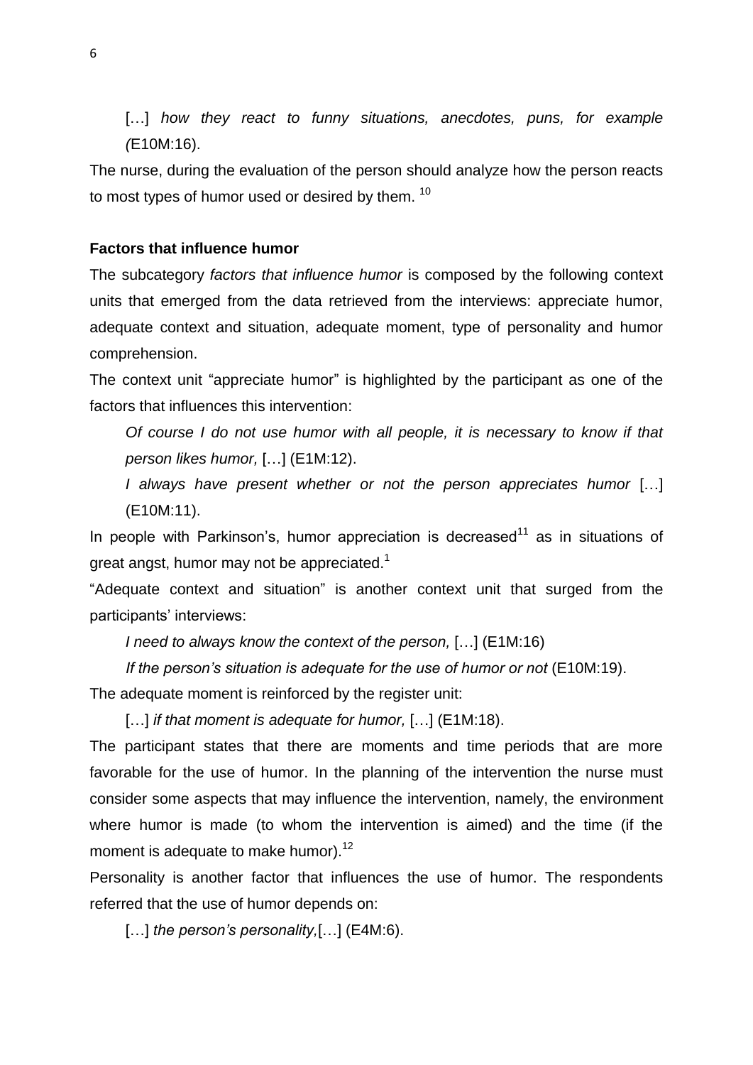[…] *how they react to funny situations, anecdotes, puns, for example (*E10M:16).

The nurse, during the evaluation of the person should analyze how the person reacts to most types of humor used or desired by them. [10]

**Factors that influence humor**

The subcategory *factors that influence humor* is composed by the following context units that emerged from the data retrieved from the interviews: appreciate humor, adequate context and situation, adequate moment, type of personality and humor comprehension.

The context unit "appreciate humor" is highlighted by the participant as one of the factors that influences this intervention:

> *Of course I do not use humor with all people, it is necessary to know if that person likes humor,* […] (E1M:12).
>
> *I always have present whether or not the person appreciates humor* […] (E10M:11).

In people with Parkinson's, humor appreciation is decreased[11] as in situations of great angst, humor may not be appreciated.[1]

"Adequate context and situation" is another context unit that surged from the participants' interviews:

> *I need to always know the context of the person,* […] (E1M:16)
>
> *If the person's situation is adequate for the use of humor or not* (E10M:19).

The adequate moment is reinforced by the register unit:

> […] *if that moment is adequate for humor,* […] (E1M:18).

The participant states that there are moments and time periods that are more favorable for the use of humor. In the planning of the intervention the nurse must consider some aspects that may influence the intervention, namely, the environment where humor is made (to whom the intervention is aimed) and the time (if the moment is adequate to make humor).[12]

Personality is another factor that influences the use of humor. The respondents referred that the use of humor depends on:

> […] *the person's personality,*[…] (E4M:6).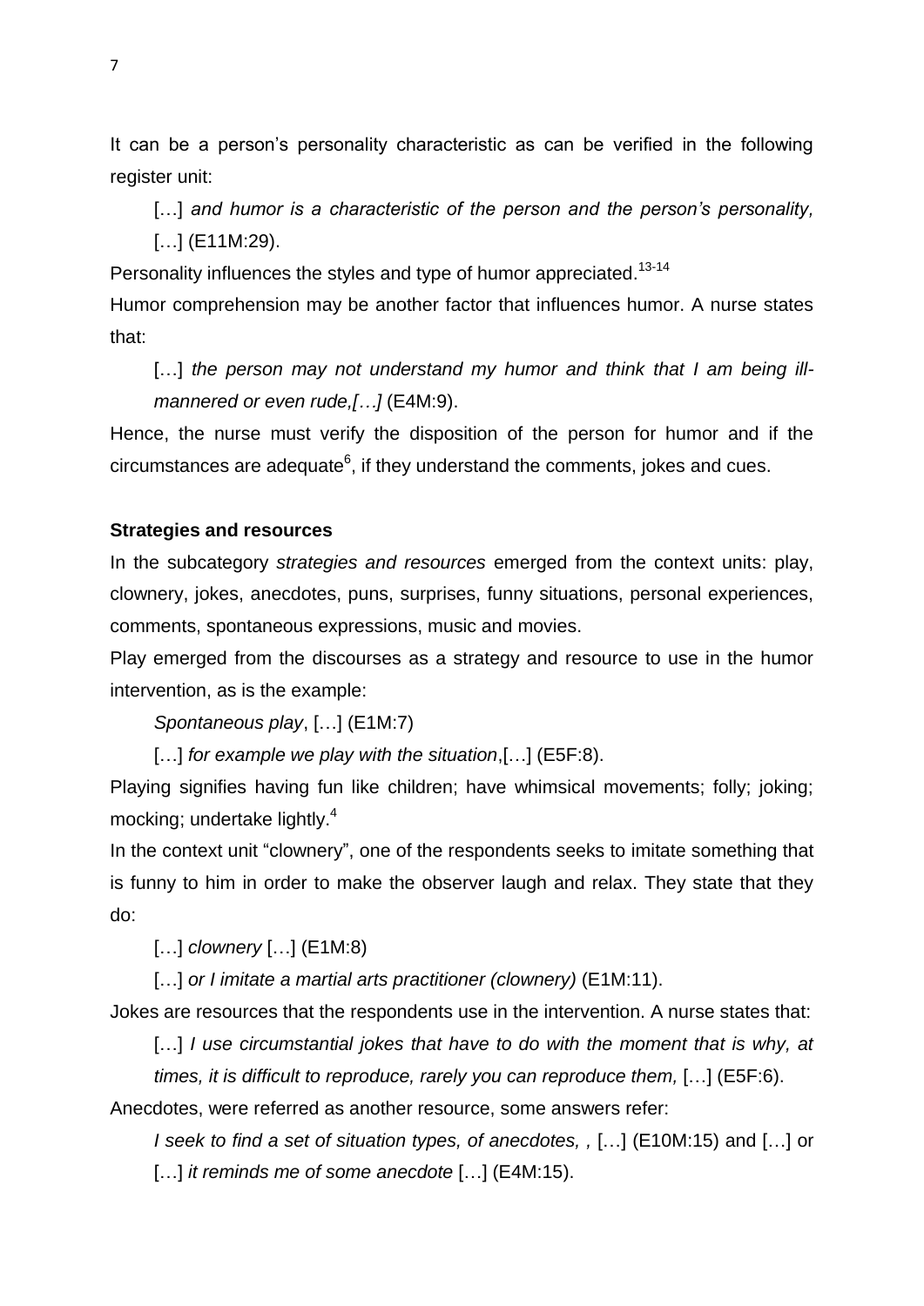It can be a person's personality characteristic as can be verified in the following register unit:

> […] *and humor is a characteristic of the person and the person's personality,* […] (E11M:29).

Personality influences the styles and type of humor appreciated.[13-14]

Humor comprehension may be another factor that influences humor. A nurse states that:

> […] *the person may not understand my humor and think that I am being ill-mannered or even rude,[…]* (E4M:9).

Hence, the nurse must verify the disposition of the person for humor and if the circumstances are adequate[6], if they understand the comments, jokes and cues.

**Strategies and resources**

In the subcategory *strategies and resources* emerged from the context units: play, clownery, jokes, anecdotes, puns, surprises, funny situations, personal experiences, comments, spontaneous expressions, music and movies.

Play emerged from the discourses as a strategy and resource to use in the humor intervention, as is the example:

> *Spontaneous play*, […] (E1M:7)
>
> […] *for example we play with the situation*,[…] (E5F:8).

Playing signifies having fun like children; have whimsical movements; folly; joking; mocking; undertake lightly.[4]

In the context unit "clownery", one of the respondents seeks to imitate something that is funny to him in order to make the observer laugh and relax. They state that they do:

> […] *clownery* […] (E1M:8)
>
> […] *or I imitate a martial arts practitioner (clownery)* (E1M:11).

Jokes are resources that the respondents use in the intervention. A nurse states that:

> […] *I use circumstantial jokes that have to do with the moment that is why, at times, it is difficult to reproduce, rarely you can reproduce them,* […] (E5F:6).

Anecdotes, were referred as another resource, some answers refer:

> *I seek to find a set of situation types, of anecdotes, ,* […] (E10M:15) and […] or […] *it reminds me of some anecdote* […] (E4M:15).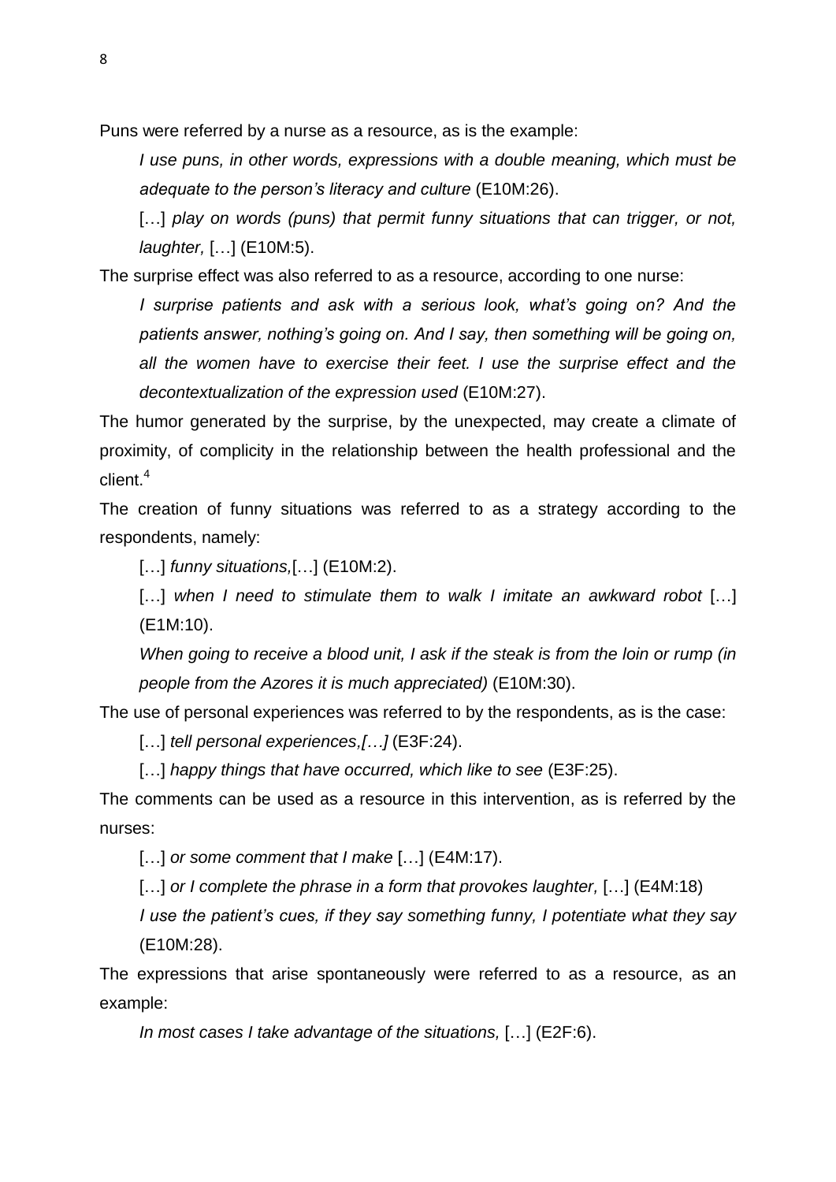Puns were referred by a nurse as a resource, as is the example:

> *I use puns, in other words, expressions with a double meaning, which must be adequate to the person's literacy and culture* (E10M:26).
>
> […] *play on words (puns) that permit funny situations that can trigger, or not, laughter,* […] (E10M:5).

The surprise effect was also referred to as a resource, according to one nurse:

> *I surprise patients and ask with a serious look, what's going on? And the patients answer, nothing's going on. And I say, then something will be going on, all the women have to exercise their feet. I use the surprise effect and the decontextualization of the expression used* (E10M:27).

The humor generated by the surprise, by the unexpected, may create a climate of proximity, of complicity in the relationship between the health professional and the client.[4]

The creation of funny situations was referred to as a strategy according to the respondents, namely:

> […] *funny situations,*[…] (E10M:2).
>
> […] *when I need to stimulate them to walk I imitate an awkward robot* […] (E1M:10).
>
> *When going to receive a blood unit, I ask if the steak is from the loin or rump (in people from the Azores it is much appreciated)* (E10M:30).

The use of personal experiences was referred to by the respondents, as is the case:

> […] *tell personal experiences,[…]* (E3F:24).
>
> […] *happy things that have occurred, which like to see* (E3F:25).

The comments can be used as a resource in this intervention, as is referred by the nurses:

> […] *or some comment that I make* […] (E4M:17).
>
> […] *or I complete the phrase in a form that provokes laughter,* […] (E4M:18)
>
> *I use the patient's cues, if they say something funny, I potentiate what they say* (E10M:28).

The expressions that arise spontaneously were referred to as a resource, as an example:

> *In most cases I take advantage of the situations,* […] (E2F:6).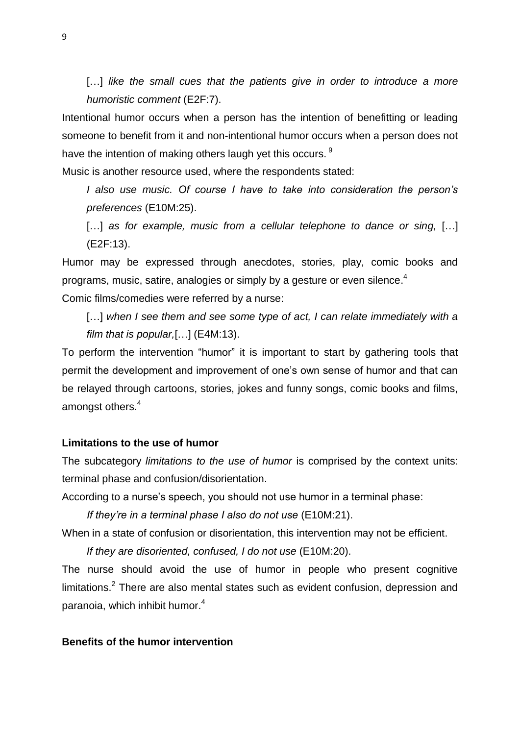[…] *like the small cues that the patients give in order to introduce a more humoristic comment* (E2F:7).

Intentional humor occurs when a person has the intention of benefitting or leading someone to benefit from it and non-intentional humor occurs when a person does not have the intention of making others laugh yet this occurs. [9]

Music is another resource used, where the respondents stated:

*I also use music. Of course I have to take into consideration the person's preferences* (E10M:25).

[…] *as for example, music from a cellular telephone to dance or sing,* […] (E2F:13).

Humor may be expressed through anecdotes, stories, play, comic books and programs, music, satire, analogies or simply by a gesture or even silence.[4]

Comic films/comedies were referred by a nurse:

[…] *when I see them and see some type of act, I can relate immediately with a film that is popular,*[…] (E4M:13).

To perform the intervention "humor" it is important to start by gathering tools that permit the development and improvement of one's own sense of humor and that can be relayed through cartoons, stories, jokes and funny songs, comic books and films, amongst others.[4]

**Limitations to the use of humor**

The subcategory *limitations to the use of humor* is comprised by the context units: terminal phase and confusion/disorientation.

According to a nurse's speech, you should not use humor in a terminal phase:

*If they're in a terminal phase I also do not use* (E10M:21).

When in a state of confusion or disorientation, this intervention may not be efficient.

*If they are disoriented, confused, I do not use* (E10M:20).

The nurse should avoid the use of humor in people who present cognitive limitations.[2] There are also mental states such as evident confusion, depression and paranoia, which inhibit humor.[4]

**Benefits of the humor intervention**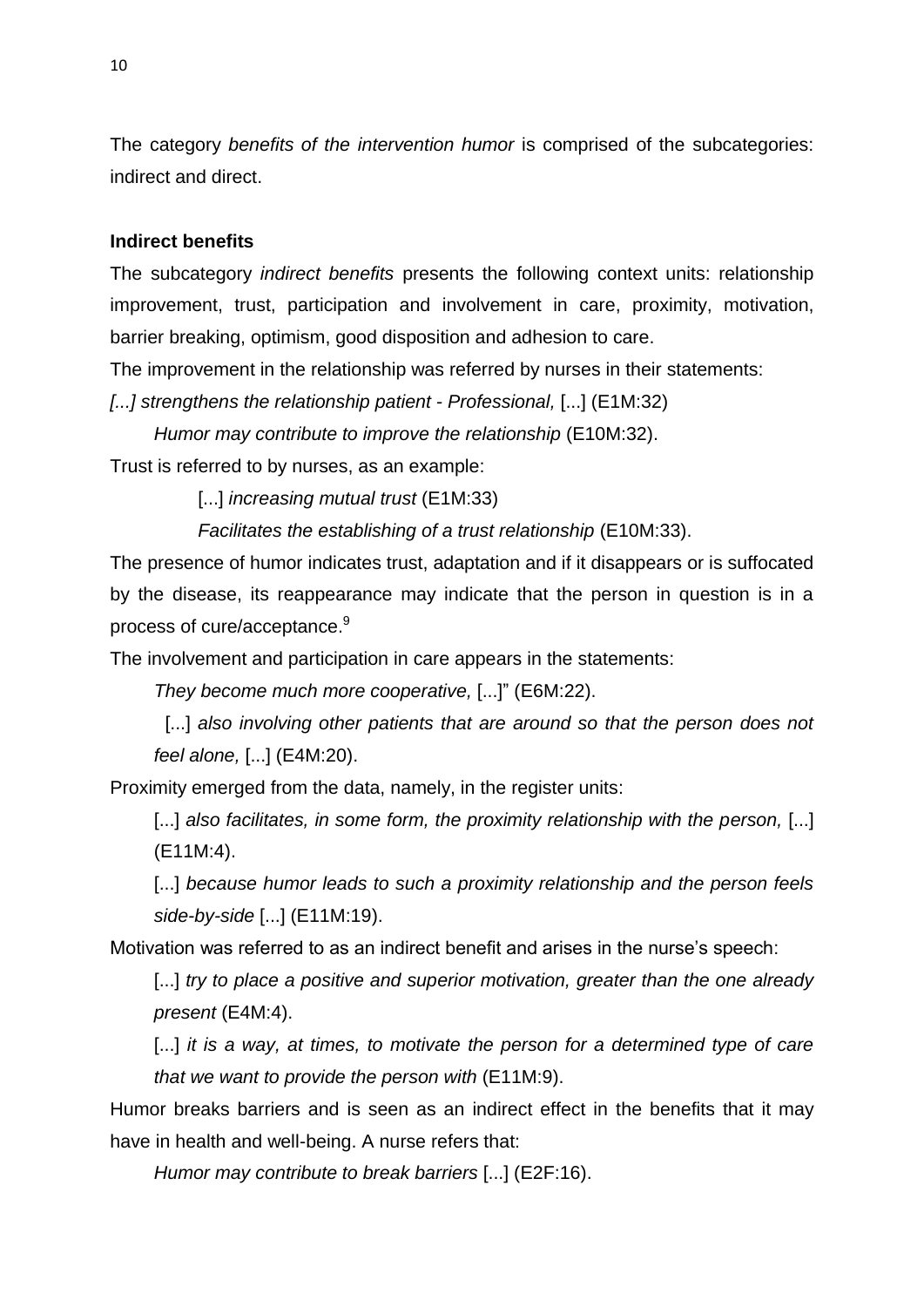The category *benefits of the intervention humor* is comprised of the subcategories: indirect and direct.

**Indirect benefits**

The subcategory *indirect benefits* presents the following context units: relationship improvement, trust, participation and involvement in care, proximity, motivation, barrier breaking, optimism, good disposition and adhesion to care.

The improvement in the relationship was referred by nurses in their statements:

*[...] strengthens the relationship patient - Professional,* [...] (E1M:32)

*Humor may contribute to improve the relationship* (E10M:32).

Trust is referred to by nurses, as an example:

[...] *increasing mutual trust* (E1M:33)

*Facilitates the establishing of a trust relationship* (E10M:33).

The presence of humor indicates trust, adaptation and if it disappears or is suffocated by the disease, its reappearance may indicate that the person in question is in a process of cure/acceptance.[9]

The involvement and participation in care appears in the statements:

*They become much more cooperative,* [...]" (E6M:22).

[...] *also involving other patients that are around so that the person does not feel alone,* [...] (E4M:20).

Proximity emerged from the data, namely, in the register units:

[...] *also facilitates, in some form, the proximity relationship with the person,* [...] (E11M:4).

[...] *because humor leads to such a proximity relationship and the person feels side-by-side* [...] (E11M:19).

Motivation was referred to as an indirect benefit and arises in the nurse's speech:

[...] *try to place a positive and superior motivation, greater than the one already present* (E4M:4).

[...] *it is a way, at times, to motivate the person for a determined type of care that we want to provide the person with* (E11M:9).

Humor breaks barriers and is seen as an indirect effect in the benefits that it may have in health and well-being. A nurse refers that:

*Humor may contribute to break barriers* [...] (E2F:16).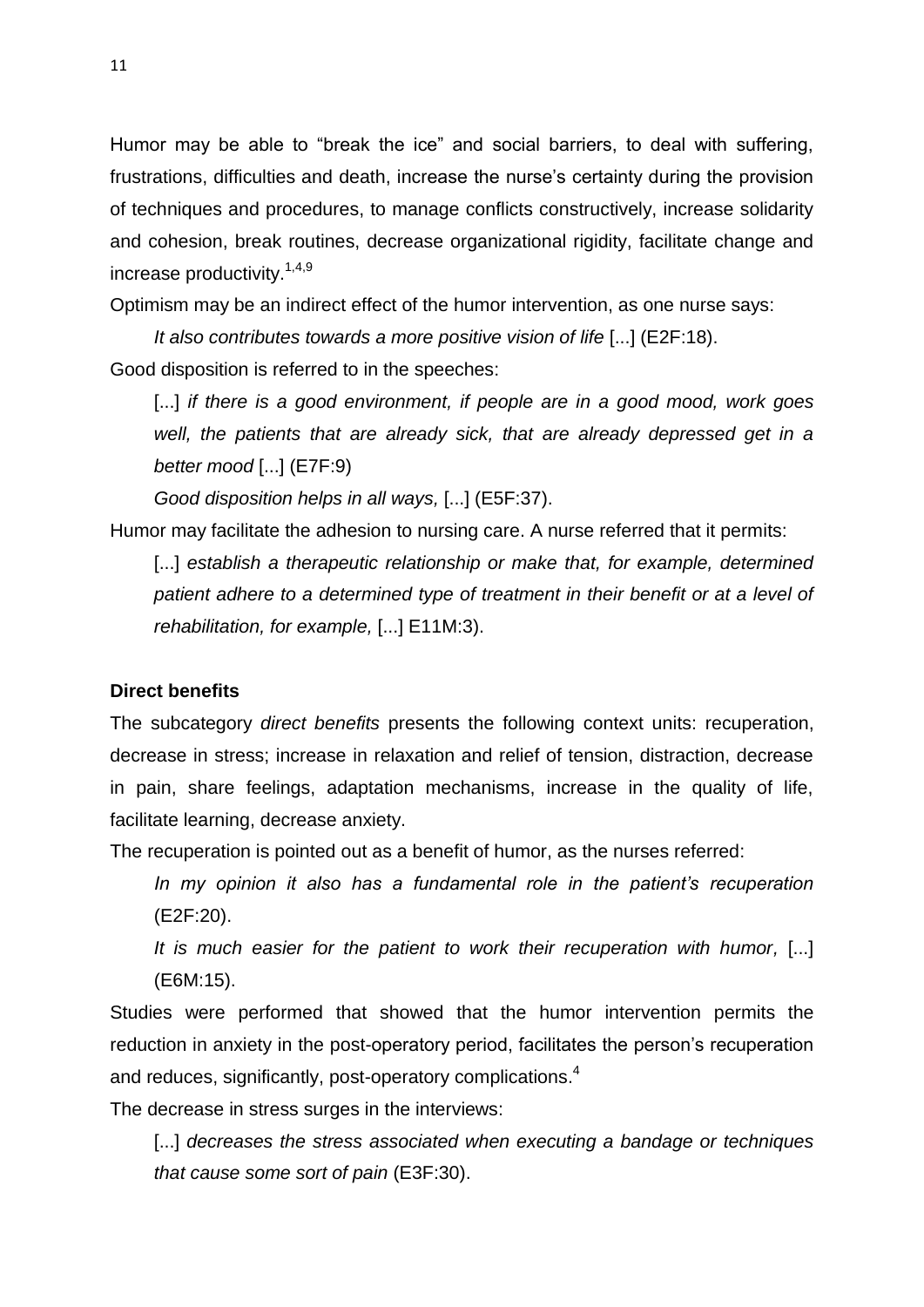Humor may be able to "break the ice" and social barriers, to deal with suffering, frustrations, difficulties and death, increase the nurse's certainty during the provision of techniques and procedures, to manage conflicts constructively, increase solidarity and cohesion, break routines, decrease organizational rigidity, facilitate change and increase productivity.[1,4,9]

Optimism may be an indirect effect of the humor intervention, as one nurse says:

> *It also contributes towards a more positive vision of life* [...] (E2F:18).

Good disposition is referred to in the speeches:

> [...] *if there is a good environment, if people are in a good mood, work goes well, the patients that are already sick, that are already depressed get in a better mood* [...] (E7F:9)
>
> *Good disposition helps in all ways,* [...] (E5F:37).

Humor may facilitate the adhesion to nursing care. A nurse referred that it permits:

> [...] *establish a therapeutic relationship or make that, for example, determined patient adhere to a determined type of treatment in their benefit or at a level of rehabilitation, for example,* [...] E11M:3).

**Direct benefits**

The subcategory *direct benefits* presents the following context units: recuperation, decrease in stress; increase in relaxation and relief of tension, distraction, decrease in pain, share feelings, adaptation mechanisms, increase in the quality of life, facilitate learning, decrease anxiety.

The recuperation is pointed out as a benefit of humor, as the nurses referred:

> *In my opinion it also has a fundamental role in the patient's recuperation* (E2F:20).
>
> *It is much easier for the patient to work their recuperation with humor,* [...] (E6M:15).

Studies were performed that showed that the humor intervention permits the reduction in anxiety in the post-operatory period, facilitates the person's recuperation and reduces, significantly, post-operatory complications.[4]

The decrease in stress surges in the interviews:

> [...] *decreases the stress associated when executing a bandage or techniques that cause some sort of pain* (E3F:30).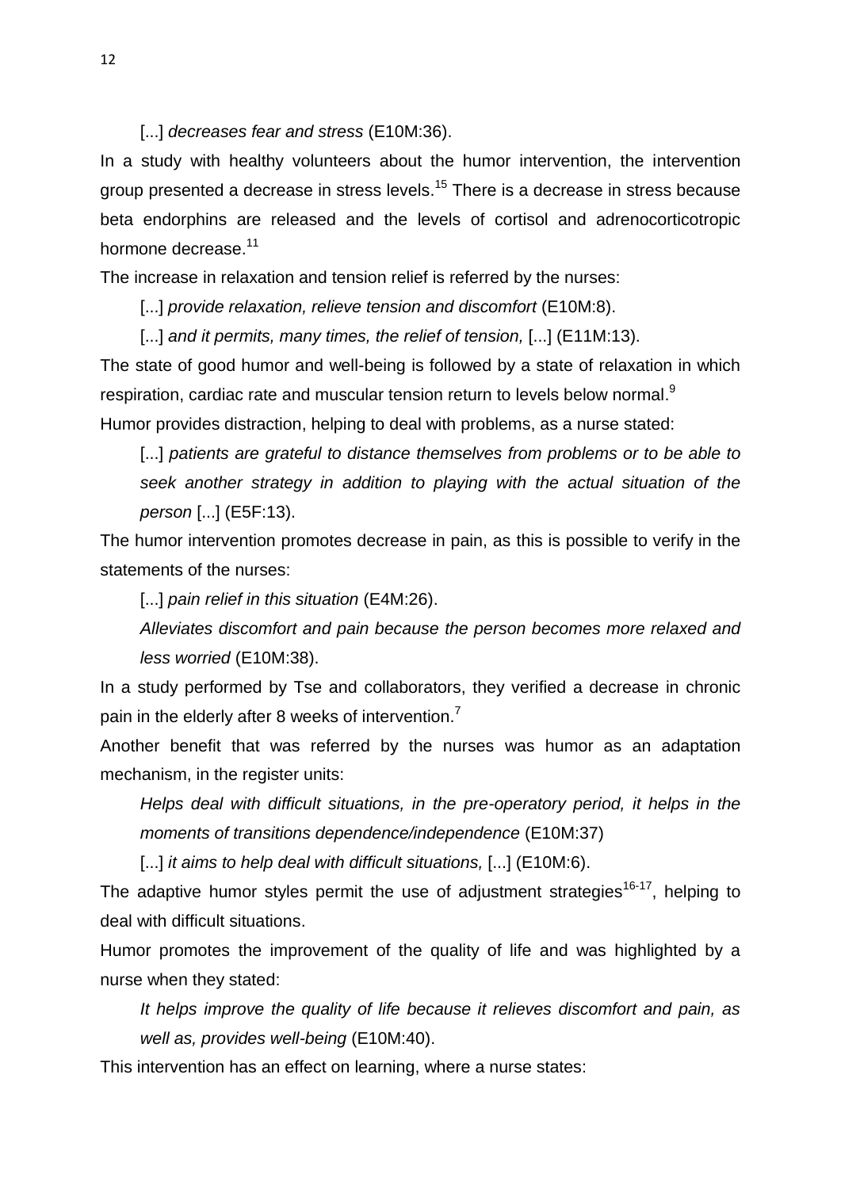[...] *decreases fear and stress* (E10M:36).

In a study with healthy volunteers about the humor intervention, the intervention group presented a decrease in stress levels.[15] There is a decrease in stress because beta endorphins are released and the levels of cortisol and adrenocorticotropic hormone decrease.[11]

The increase in relaxation and tension relief is referred by the nurses:

[...] *provide relaxation, relieve tension and discomfort* (E10M:8).

[...] *and it permits, many times, the relief of tension,* [...] (E11M:13).

The state of good humor and well-being is followed by a state of relaxation in which respiration, cardiac rate and muscular tension return to levels below normal.[9]

Humor provides distraction, helping to deal with problems, as a nurse stated:

[...] *patients are grateful to distance themselves from problems or to be able to seek another strategy in addition to playing with the actual situation of the person* [...] (E5F:13).

The humor intervention promotes decrease in pain, as this is possible to verify in the statements of the nurses:

[...] *pain relief in this situation* (E4M:26).

*Alleviates discomfort and pain because the person becomes more relaxed and less worried* (E10M:38).

In a study performed by Tse and collaborators, they verified a decrease in chronic pain in the elderly after 8 weeks of intervention.[7]

Another benefit that was referred by the nurses was humor as an adaptation mechanism, in the register units:

*Helps deal with difficult situations, in the pre-operatory period, it helps in the moments of transitions dependence/independence* (E10M:37)

[...] *it aims to help deal with difficult situations,* [...] (E10M:6).

The adaptive humor styles permit the use of adjustment strategies[16-17], helping to deal with difficult situations.

Humor promotes the improvement of the quality of life and was highlighted by a nurse when they stated:

*It helps improve the quality of life because it relieves discomfort and pain, as well as, provides well-being* (E10M:40).

This intervention has an effect on learning, where a nurse states: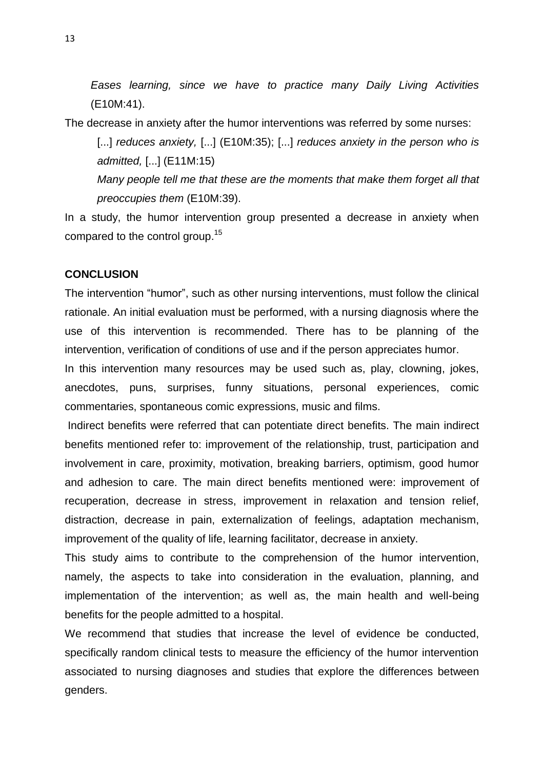*Eases learning, since we have to practice many Daily Living Activities* (E10M:41).

The decrease in anxiety after the humor interventions was referred by some nurses:

> [...] *reduces anxiety,* [...] (E10M:35); [...] *reduces anxiety in the person who is admitted,* [...] (E11M:15)
>
> *Many people tell me that these are the moments that make them forget all that preoccupies them* (E10M:39).

In a study, the humor intervention group presented a decrease in anxiety when compared to the control group.[15]

**CONCLUSION**

The intervention "humor", such as other nursing interventions, must follow the clinical rationale. An initial evaluation must be performed, with a nursing diagnosis where the use of this intervention is recommended. There has to be planning of the intervention, verification of conditions of use and if the person appreciates humor.

In this intervention many resources may be used such as, play, clowning, jokes, anecdotes, puns, surprises, funny situations, personal experiences, comic commentaries, spontaneous comic expressions, music and films.

Indirect benefits were referred that can potentiate direct benefits. The main indirect benefits mentioned refer to: improvement of the relationship, trust, participation and involvement in care, proximity, motivation, breaking barriers, optimism, good humor and adhesion to care. The main direct benefits mentioned were: improvement of recuperation, decrease in stress, improvement in relaxation and tension relief, distraction, decrease in pain, externalization of feelings, adaptation mechanism, improvement of the quality of life, learning facilitator, decrease in anxiety.

This study aims to contribute to the comprehension of the humor intervention, namely, the aspects to take into consideration in the evaluation, planning, and implementation of the intervention; as well as, the main health and well-being benefits for the people admitted to a hospital.

We recommend that studies that increase the level of evidence be conducted, specifically random clinical tests to measure the efficiency of the humor intervention associated to nursing diagnoses and studies that explore the differences between genders.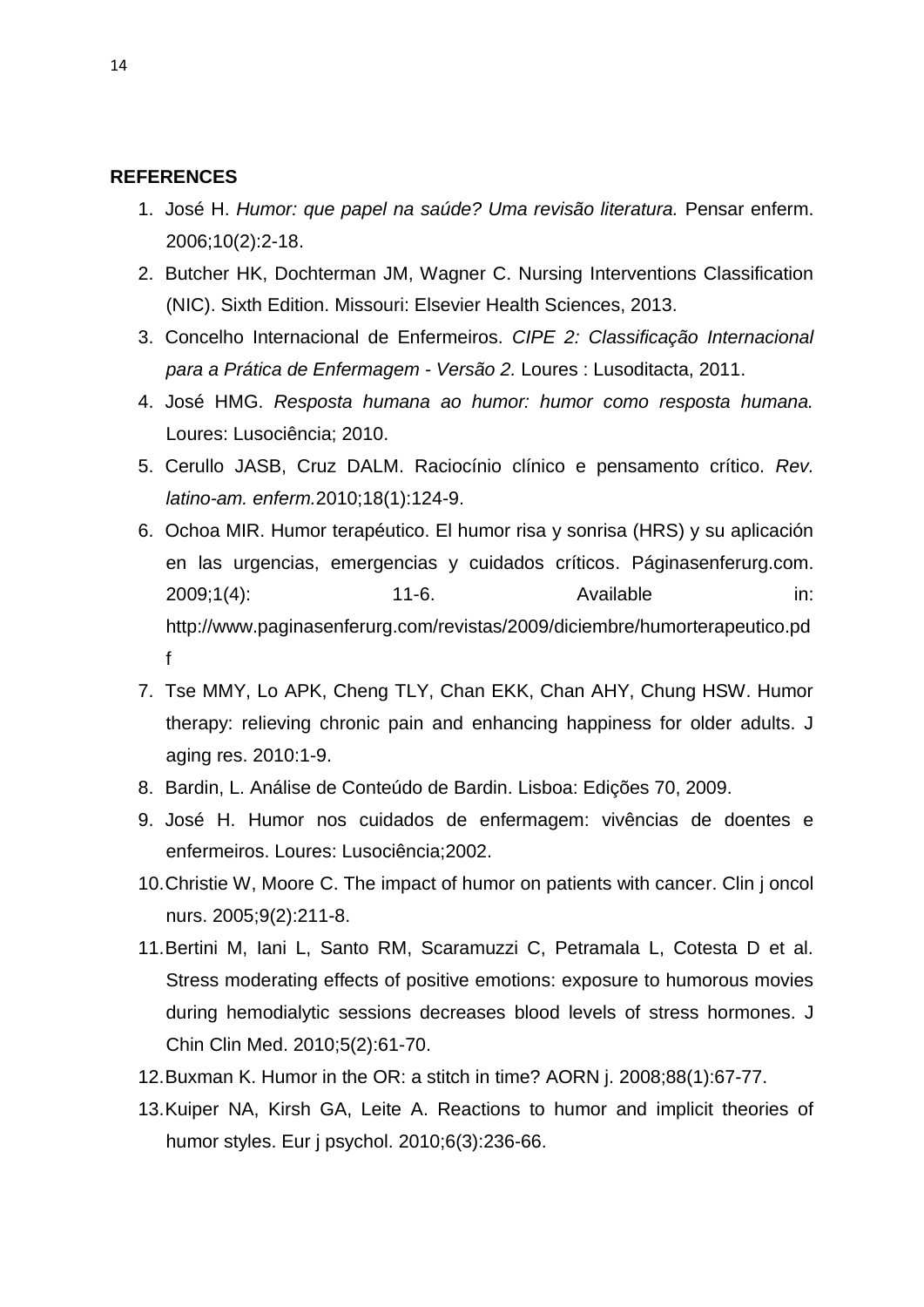**REFERENCES**

1. José H. *Humor: que papel na saúde? Uma revisão literatura.* Pensar enferm. 2006;10(2):2-18.
2. Butcher HK, Dochterman JM, Wagner C. Nursing Interventions Classification (NIC). Sixth Edition. Missouri: Elsevier Health Sciences, 2013.
3. Concelho Internacional de Enfermeiros. *CIPE 2: Classificação Internacional para a Prática de Enfermagem - Versão 2.* Loures : Lusoditacta, 2011.
4. José HMG. *Resposta humana ao humor: humor como resposta humana.* Loures: Lusociência; 2010.
5. Cerullo JASB, Cruz DALM. Raciocínio clínico e pensamento crítico. *Rev. latino-am. enferm.*2010;18(1):124-9.
6. Ochoa MIR. Humor terapéutico. El humor risa y sonrisa (HRS) y su aplicación en las urgencias, emergencias y cuidados críticos. Páginasenferurg.com. 2009;1(4): 11-6. Available in: http://www.paginasenferurg.com/revistas/2009/diciembre/humorterapeutico.pdf
7. Tse MMY, Lo APK, Cheng TLY, Chan EKK, Chan AHY, Chung HSW. Humor therapy: relieving chronic pain and enhancing happiness for older adults. J aging res. 2010:1-9.
8. Bardin, L. Análise de Conteúdo de Bardin. Lisboa: Edições 70, 2009.
9. José H. Humor nos cuidados de enfermagem: vivências de doentes e enfermeiros. Loures: Lusociência;2002.
10. Christie W, Moore C. The impact of humor on patients with cancer. Clin j oncol nurs. 2005;9(2):211-8.
11. Bertini M, Iani L, Santo RM, Scaramuzzi C, Petramala L, Cotesta D et al. Stress moderating effects of positive emotions: exposure to humorous movies during hemodialytic sessions decreases blood levels of stress hormones. J Chin Clin Med. 2010;5(2):61-70.
12. Buxman K. Humor in the OR: a stitch in time? AORN j. 2008;88(1):67-77.
13. Kuiper NA, Kirsh GA, Leite A. Reactions to humor and implicit theories of humor styles. Eur j psychol. 2010;6(3):236-66.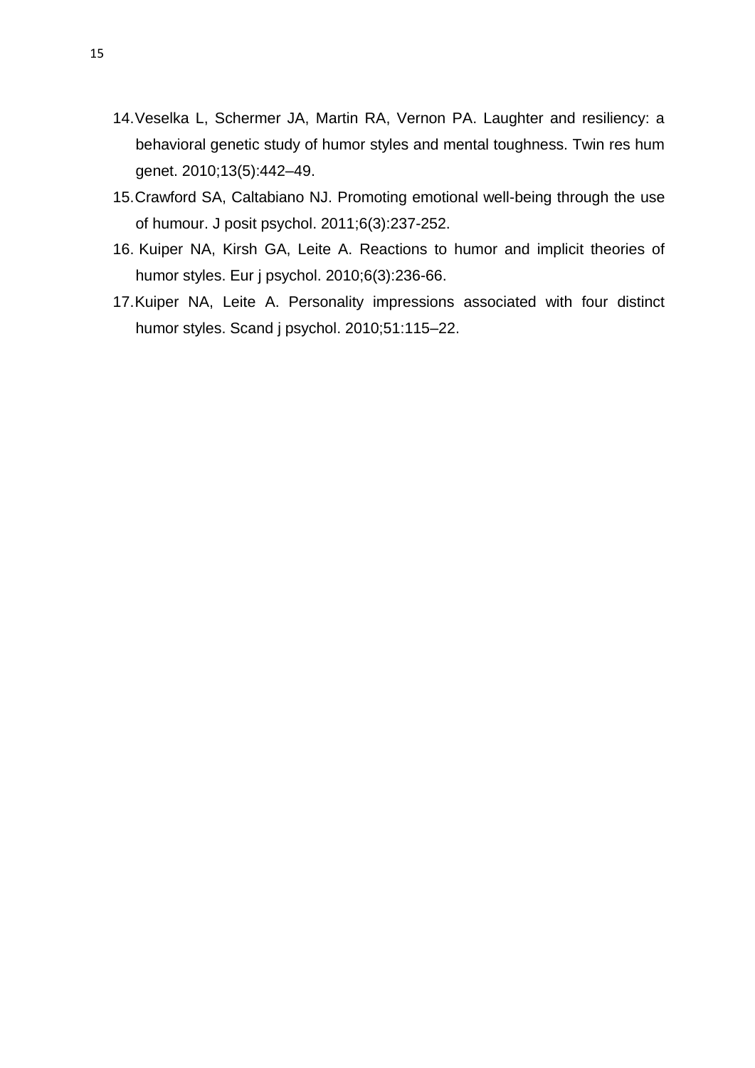14. Veselka L, Schermer JA, Martin RA, Vernon PA. Laughter and resiliency: a behavioral genetic study of humor styles and mental toughness. Twin res hum genet. 2010;13(5):442–49.
15. Crawford SA, Caltabiano NJ. Promoting emotional well-being through the use of humour. J posit psychol. 2011;6(3):237-252.
16. Kuiper NA, Kirsh GA, Leite A. Reactions to humor and implicit theories of humor styles. Eur j psychol. 2010;6(3):236-66.
17. Kuiper NA, Leite A. Personality impressions associated with four distinct humor styles. Scand j psychol. 2010;51:115–22.